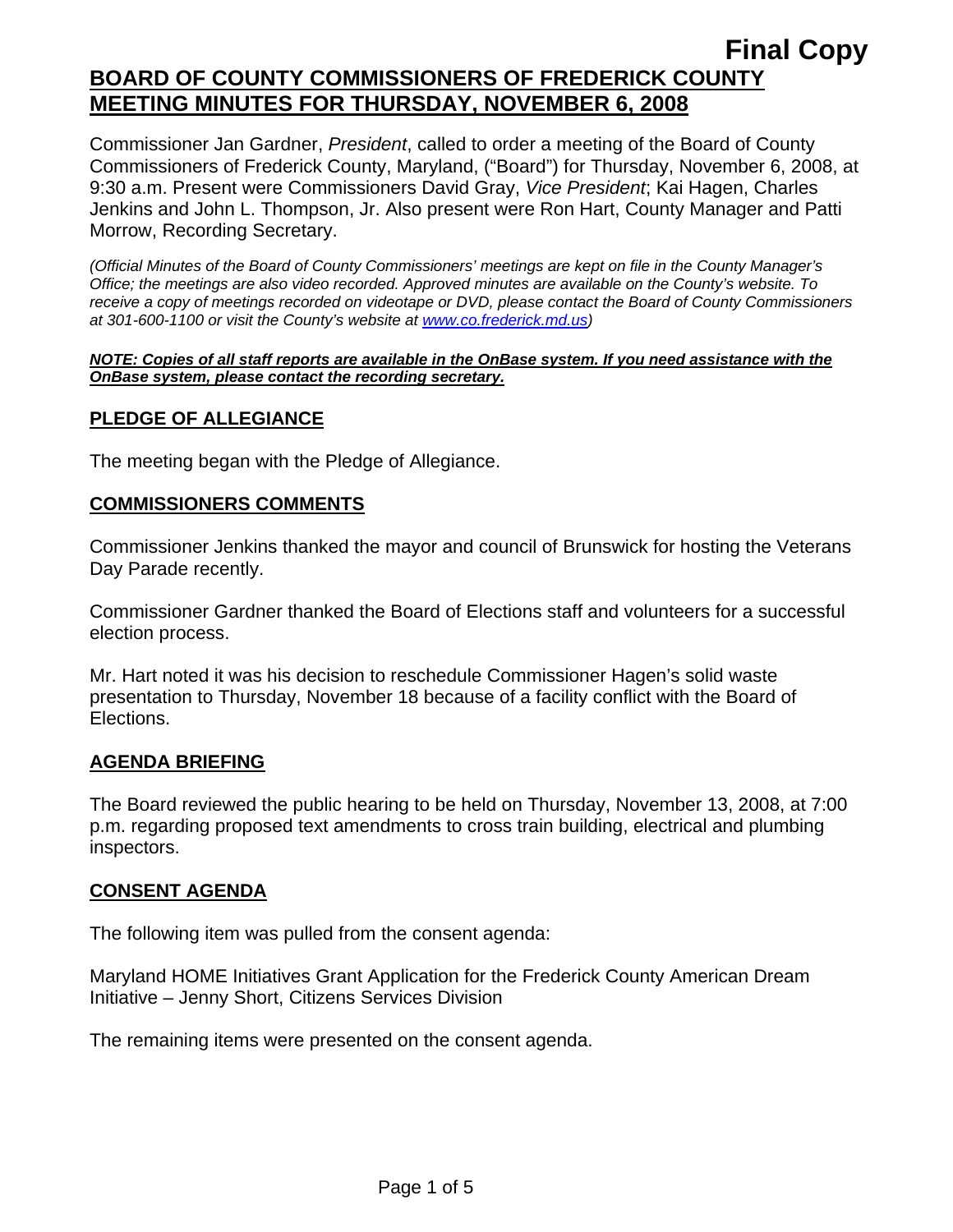**Final Copy**

# BOARD OF COUNTY COMMISSIONERS OF FREDERICK COUNTY MEETING MINUTES FOR THURSDAY, NOVEMBER 6, 2008

Commissioner Jan Gardner, *President*, called to order a meeting of the Board of County Commissioners of Frederick County, Maryland, ("Board") for Thursday, November 6, 2008, at 9:30 a.m. Present were Commissioners David Gray, *Vice President*; Kai Hagen, Charles Jenkins and John L. Thompson, Jr. Also present were Ron Hart, County Manager and Patti Morrow, Recording Secretary.

*(Official Minutes of the Board of County Commissioners' meetings are kept on file in the County Manager's Office; the meetings are also video recorded. Approved minutes are available on the County's website. To receive a copy of meetings recorded on videotape or DVD, please contact the Board of County Commissioners at 301-600-1100 or visit the County's website at www.co.frederick.md.us)*

***NOTE: Copies of all staff reports are available in the OnBase system. If you need assistance with the OnBase system, please contact the recording secretary.***

## PLEDGE OF ALLEGIANCE

The meeting began with the Pledge of Allegiance.

## COMMISSIONERS COMMENTS

Commissioner Jenkins thanked the mayor and council of Brunswick for hosting the Veterans Day Parade recently.

Commissioner Gardner thanked the Board of Elections staff and volunteers for a successful election process.

Mr. Hart noted it was his decision to reschedule Commissioner Hagen's solid waste presentation to Thursday, November 18 because of a facility conflict with the Board of Elections.

## AGENDA BRIEFING

The Board reviewed the public hearing to be held on Thursday, November 13, 2008, at 7:00 p.m. regarding proposed text amendments to cross train building, electrical and plumbing inspectors.

## CONSENT AGENDA

The following item was pulled from the consent agenda:

Maryland HOME Initiatives Grant Application for the Frederick County American Dream Initiative – Jenny Short, Citizens Services Division

The remaining items were presented on the consent agenda.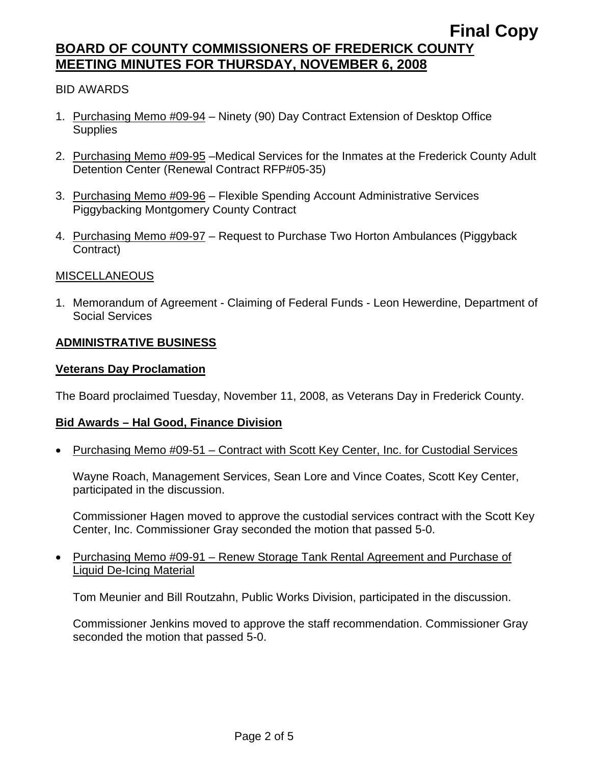BID AWARDS

1. Purchasing Memo #09-94 – Ninety (90) Day Contract Extension of Desktop Office Supplies
2. Purchasing Memo #09-95 –Medical Services for the Inmates at the Frederick County Adult Detention Center (Renewal Contract RFP#05-35)
3. Purchasing Memo #09-96 – Flexible Spending Account Administrative Services Piggybacking Montgomery County Contract
4. Purchasing Memo #09-97 – Request to Purchase Two Horton Ambulances (Piggyback Contract)

MISCELLANEOUS

1. Memorandum of Agreement - Claiming of Federal Funds - Leon Hewerdine, Department of Social Services

## ADMINISTRATIVE BUSINESS

### Veterans Day Proclamation

The Board proclaimed Tuesday, November 11, 2008, as Veterans Day in Frederick County.

### Bid Awards – Hal Good, Finance Division

- Purchasing Memo #09-51 – Contract with Scott Key Center, Inc. for Custodial Services

  Wayne Roach, Management Services, Sean Lore and Vince Coates, Scott Key Center, participated in the discussion.

  Commissioner Hagen moved to approve the custodial services contract with the Scott Key Center, Inc. Commissioner Gray seconded the motion that passed 5-0.

- Purchasing Memo #09-91 – Renew Storage Tank Rental Agreement and Purchase of Liquid De-Icing Material

  Tom Meunier and Bill Routzahn, Public Works Division, participated in the discussion.

  Commissioner Jenkins moved to approve the staff recommendation. Commissioner Gray seconded the motion that passed 5-0.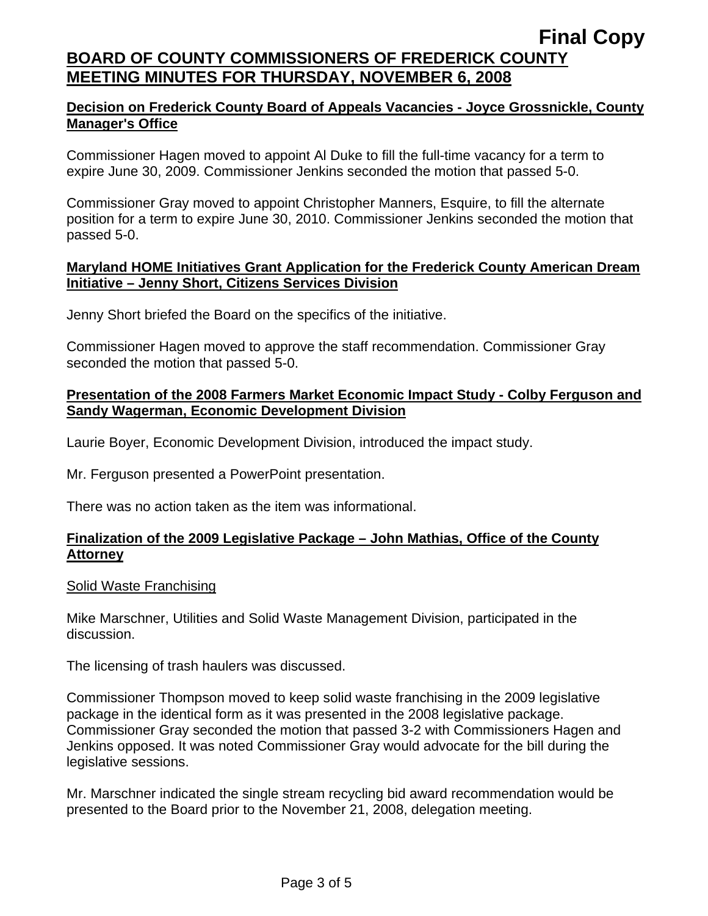**Final Copy**

**BOARD OF COUNTY COMMISSIONERS OF FREDERICK COUNTY**
**MEETING MINUTES FOR THURSDAY, NOVEMBER 6, 2008**

**Decision on Frederick County Board of Appeals Vacancies - Joyce Grossnickle, County Manager's Office**

Commissioner Hagen moved to appoint Al Duke to fill the full-time vacancy for a term to expire June 30, 2009. Commissioner Jenkins seconded the motion that passed 5-0.

Commissioner Gray moved to appoint Christopher Manners, Esquire, to fill the alternate position for a term to expire June 30, 2010. Commissioner Jenkins seconded the motion that passed 5-0.

**Maryland HOME Initiatives Grant Application for the Frederick County American Dream Initiative – Jenny Short, Citizens Services Division**

Jenny Short briefed the Board on the specifics of the initiative.

Commissioner Hagen moved to approve the staff recommendation. Commissioner Gray seconded the motion that passed 5-0.

**Presentation of the 2008 Farmers Market Economic Impact Study - Colby Ferguson and Sandy Wagerman, Economic Development Division**

Laurie Boyer, Economic Development Division, introduced the impact study.

Mr. Ferguson presented a PowerPoint presentation.

There was no action taken as the item was informational.

**Finalization of the 2009 Legislative Package – John Mathias, Office of the County Attorney**

Solid Waste Franchising

Mike Marschner, Utilities and Solid Waste Management Division, participated in the discussion.

The licensing of trash haulers was discussed.

Commissioner Thompson moved to keep solid waste franchising in the 2009 legislative package in the identical form as it was presented in the 2008 legislative package. Commissioner Gray seconded the motion that passed 3-2 with Commissioners Hagen and Jenkins opposed. It was noted Commissioner Gray would advocate for the bill during the legislative sessions.

Mr. Marschner indicated the single stream recycling bid award recommendation would be presented to the Board prior to the November 21, 2008, delegation meeting.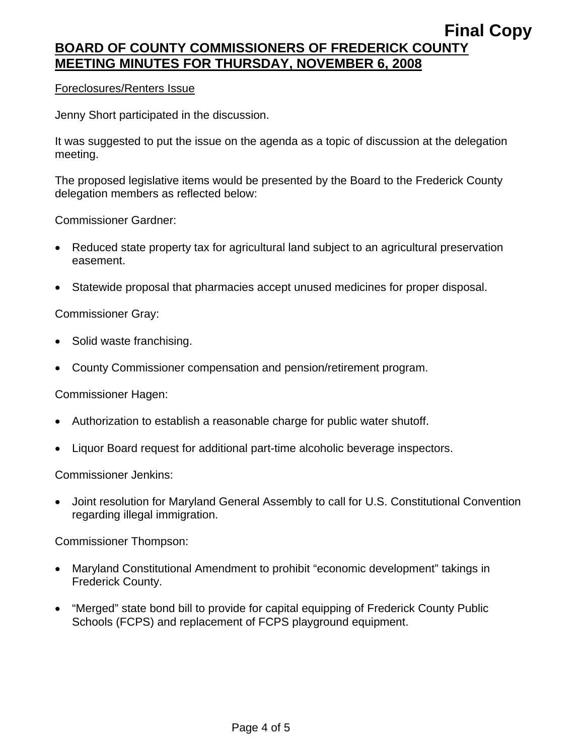Foreclosures/Renters Issue

Jenny Short participated in the discussion.

It was suggested to put the issue on the agenda as a topic of discussion at the delegation meeting.

The proposed legislative items would be presented by the Board to the Frederick County delegation members as reflected below:

Commissioner Gardner:

- Reduced state property tax for agricultural land subject to an agricultural preservation easement.
- Statewide proposal that pharmacies accept unused medicines for proper disposal.

Commissioner Gray:

- Solid waste franchising.
- County Commissioner compensation and pension/retirement program.

Commissioner Hagen:

- Authorization to establish a reasonable charge for public water shutoff.
- Liquor Board request for additional part-time alcoholic beverage inspectors.

Commissioner Jenkins:

- Joint resolution for Maryland General Assembly to call for U.S. Constitutional Convention regarding illegal immigration.

Commissioner Thompson:

- Maryland Constitutional Amendment to prohibit "economic development" takings in Frederick County.
- "Merged" state bond bill to provide for capital equipping of Frederick County Public Schools (FCPS) and replacement of FCPS playground equipment.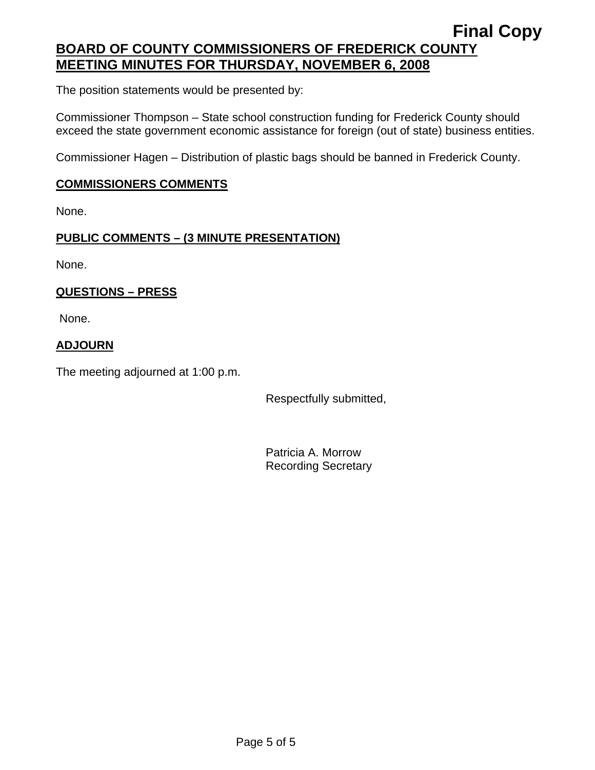The position statements would be presented by:

Commissioner Thompson – State school construction funding for Frederick County should exceed the state government economic assistance for foreign (out of state) business entities.

Commissioner Hagen – Distribution of plastic bags should be banned in Frederick County.

## COMMISSIONERS COMMENTS

None.

## PUBLIC COMMENTS – (3 MINUTE PRESENTATION)

None.

## QUESTIONS – PRESS

None.

## ADJOURN

The meeting adjourned at 1:00 p.m.

Respectfully submitted,

Patricia A. Morrow
Recording Secretary